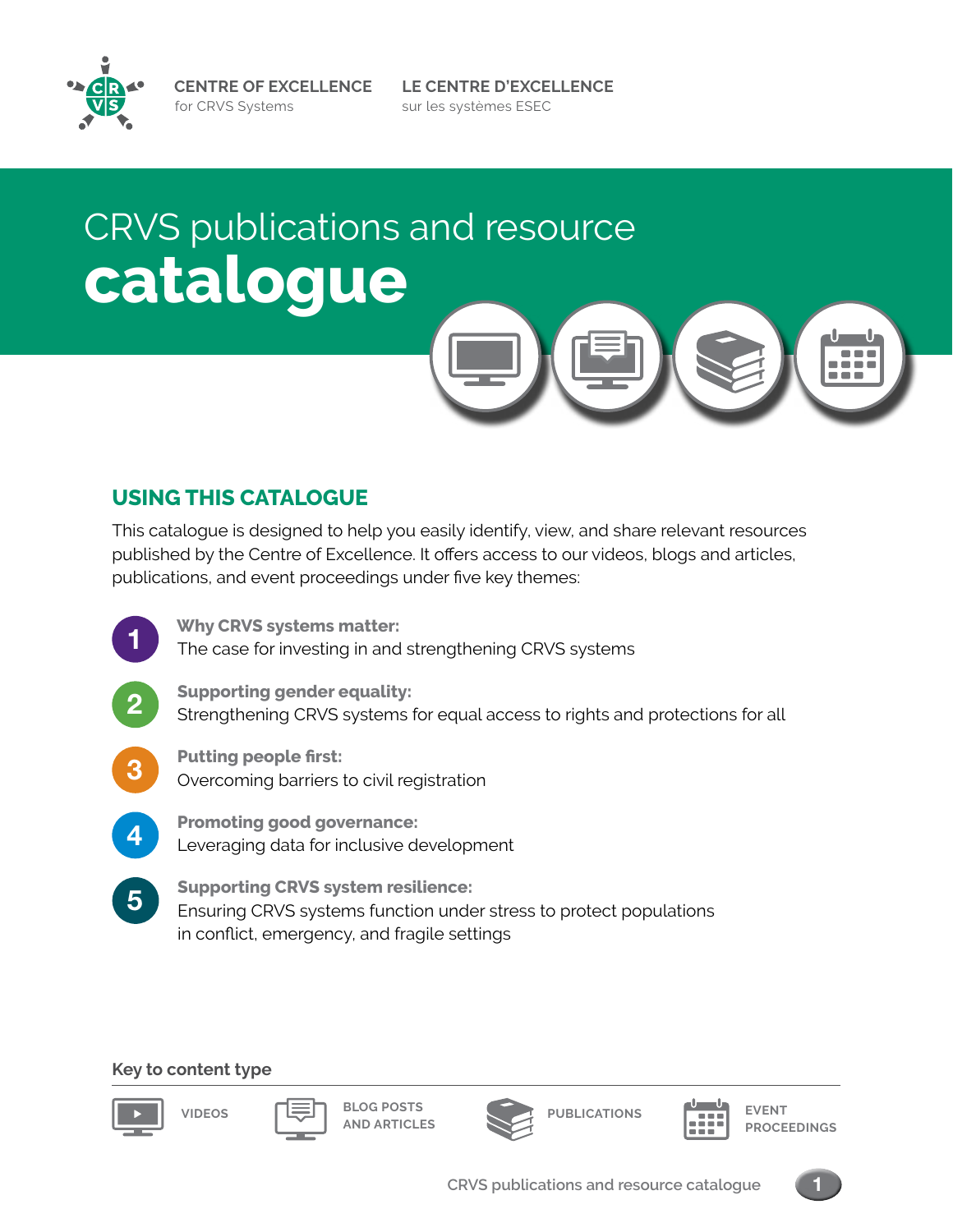CENTRE OF EXCELLENCE
for CRVS Systems

LE CENTRE D'EXCELLENCE
sur les systèmes ESEC

# CRVS publications and resource **catalogue**

## USING THIS CATALOGUE

This catalogue is designed to help you easily identify, view, and share relevant resources published by the Centre of Excellence. It offers access to our videos, blogs and articles, publications, and event proceedings under five key themes:

1. **Why CRVS systems matter:**
   The case for investing in and strengthening CRVS systems
2. **Supporting gender equality:**
   Strengthening CRVS systems for equal access to rights and protections for all
3. **Putting people first:**
   Overcoming barriers to civil registration
4. **Promoting good governance:**
   Leveraging data for inclusive development
5. **Supporting CRVS system resilience:**
   Ensuring CRVS systems function under stress to protect populations in conflict, emergency, and fragile settings

**Key to content type**

VIDEOS | BLOG POSTS AND ARTICLES | PUBLICATIONS | EVENT PROCEEDINGS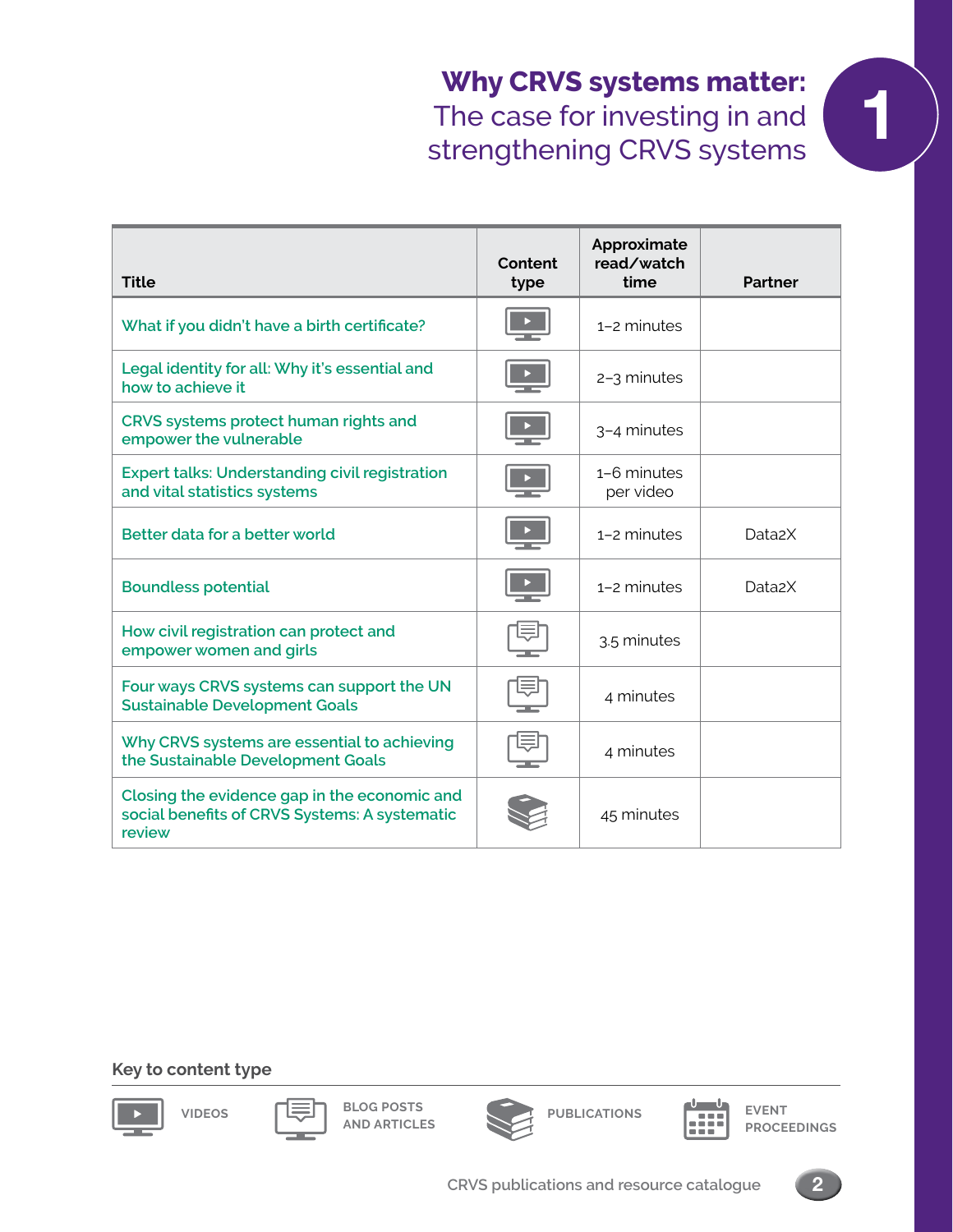# Why CRVS systems matter:

## The case for investing in and strengthening CRVS systems

1

| Title | Content type | Approximate read/watch time | Partner |
|---|---|---|---|
| What if you didn't have a birth certificate? | Video | 1–2 minutes | |
| Legal identity for all: Why it's essential and how to achieve it | Video | 2–3 minutes | |
| CRVS systems protect human rights and empower the vulnerable | Video | 3–4 minutes | |
| Expert talks: Understanding civil registration and vital statistics systems | Video | 1–6 minutes per video | |
| Better data for a better world | Video | 1–2 minutes | Data2X |
| Boundless potential | Video | 1–2 minutes | Data2X |
| How civil registration can protect and empower women and girls | Blog post/article | 3.5 minutes | |
| Four ways CRVS systems can support the UN Sustainable Development Goals | Blog post/article | 4 minutes | |
| Why CRVS systems are essential to achieving the Sustainable Development Goals | Blog post/article | 4 minutes | |
| Closing the evidence gap in the economic and social benefits of CRVS Systems: A systematic review | Publication | 45 minutes | |

**Key to content type**

VIDEOS | BLOG POSTS AND ARTICLES | PUBLICATIONS | EVENT PROCEEDINGS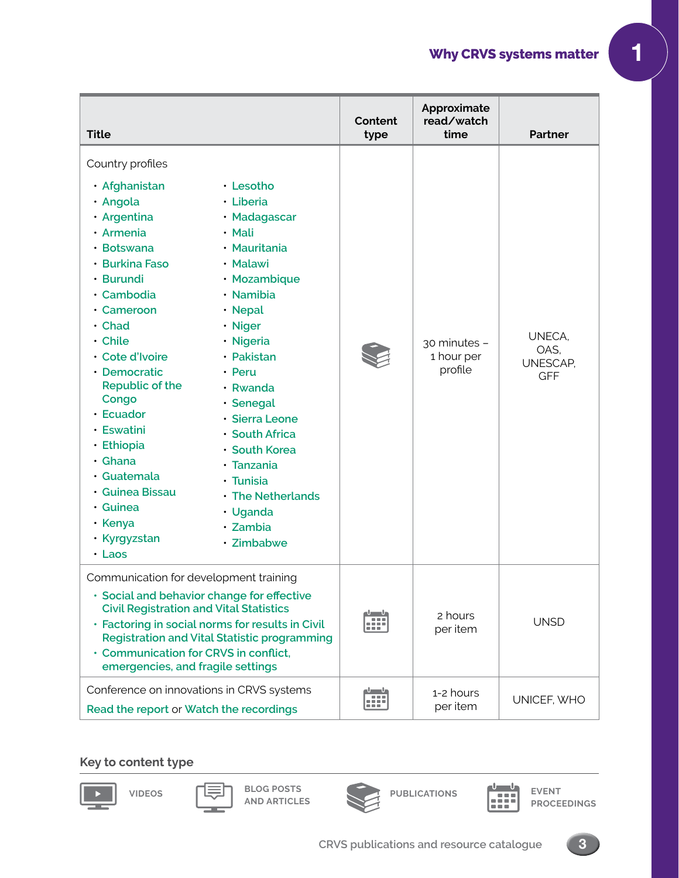| Title | Content type | Approximate read/watch time | Partner |
|---|---|---|---|
| Country profiles<br>• Afghanistan<br>• Angola<br>• Argentina<br>• Armenia<br>• Botswana<br>• Burkina Faso<br>• Burundi<br>• Cambodia<br>• Cameroon<br>• Chad<br>• Chile<br>• Cote d'Ivoire<br>• Democratic Republic of the Congo<br>• Ecuador<br>• Eswatini<br>• Ethiopia<br>• Ghana<br>• Guatemala<br>• Guinea Bissau<br>• Guinea<br>• Kenya<br>• Kyrgyzstan<br>• Laos<br>• Lesotho<br>• Liberia<br>• Madagascar<br>• Mali<br>• Mauritania<br>• Malawi<br>• Mozambique<br>• Namibia<br>• Nepal<br>• Niger<br>• Nigeria<br>• Pakistan<br>• Peru<br>• Rwanda<br>• Senegal<br>• Sierra Leone<br>• South Africa<br>• South Korea<br>• Tanzania<br>• Tunisia<br>• The Netherlands<br>• Uganda<br>• Zambia<br>• Zimbabwe | Publications | 30 minutes – 1 hour per profile | UNECA, OAS, UNESCAP, GFF |
| Communication for development training<br>• Social and behavior change for effective Civil Registration and Vital Statistics<br>• Factoring in social norms for results in Civil Registration and Vital Statistic programming<br>• Communication for CRVS in conflict, emergencies, and fragile settings | Event proceedings | 2 hours per item | UNSD |
| Conference on innovations in CRVS systems<br>Read the report or Watch the recordings | Event proceedings | 1-2 hours per item | UNICEF, WHO |

**Key to content type**

VIDEOS | BLOG POSTS AND ARTICLES | PUBLICATIONS | EVENT PROCEEDINGS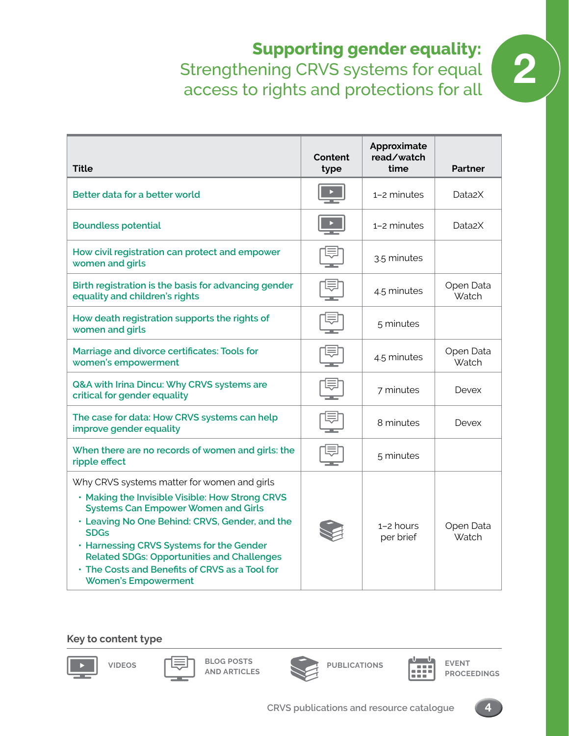# Supporting gender equality:

## Strengthening CRVS systems for equal access to rights and protections for all

2

| Title | Content type | Approximate read/watch time | Partner |
|---|---|---|---|
| Better data for a better world | Video | 1–2 minutes | Data2X |
| Boundless potential | Video | 1–2 minutes | Data2X |
| How civil registration can protect and empower women and girls | Blog post/article | 3.5 minutes | |
| Birth registration is the basis for advancing gender equality and children's rights | Blog post/article | 4.5 minutes | Open Data Watch |
| How death registration supports the rights of women and girls | Blog post/article | 5 minutes | |
| Marriage and divorce certificates: Tools for women's empowerment | Blog post/article | 4.5 minutes | Open Data Watch |
| Q&A with Irina Dincu: Why CRVS systems are critical for gender equality | Blog post/article | 7 minutes | Devex |
| The case for data: How CRVS systems can help improve gender equality | Blog post/article | 8 minutes | Devex |
| When there are no records of women and girls: the ripple effect | Blog post/article | 5 minutes | |
| Why CRVS systems matter for women and girls<br>• Making the Invisible Visible: How Strong CRVS Systems Can Empower Women and Girls<br>• Leaving No One Behind: CRVS, Gender, and the SDGs<br>• Harnessing CRVS Systems for the Gender Related SDGs: Opportunities and Challenges<br>• The Costs and Benefits of CRVS as a Tool for Women's Empowerment | Publication | 1–2 hours per brief | Open Data Watch |

**Key to content type**

VIDEOS | BLOG POSTS AND ARTICLES | PUBLICATIONS | EVENT PROCEEDINGS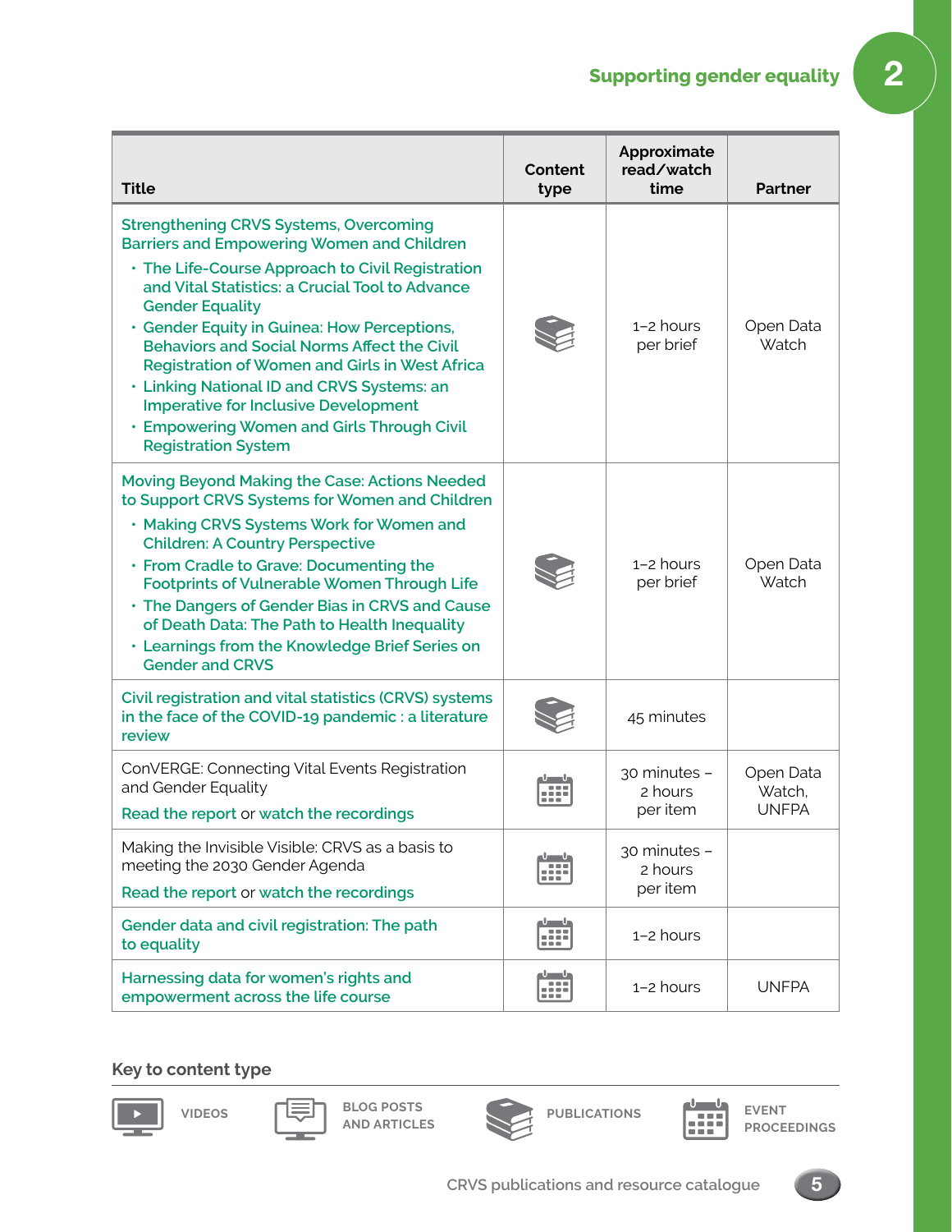| Title | Content type | Approximate read/watch time | Partner |
|---|---|---|---|
| Strengthening CRVS Systems, Overcoming Barriers and Empowering Women and Children<br>• The Life-Course Approach to Civil Registration and Vital Statistics: a Crucial Tool to Advance Gender Equality<br>• Gender Equity in Guinea: How Perceptions, Behaviors and Social Norms Affect the Civil Registration of Women and Girls in West Africa<br>• Linking National ID and CRVS Systems: an Imperative for Inclusive Development<br>• Empowering Women and Girls Through Civil Registration System | Publications | 1–2 hours per brief | Open Data Watch |
| Moving Beyond Making the Case: Actions Needed to Support CRVS Systems for Women and Children<br>• Making CRVS Systems Work for Women and Children: A Country Perspective<br>• From Cradle to Grave: Documenting the Footprints of Vulnerable Women Through Life<br>• The Dangers of Gender Bias in CRVS and Cause of Death Data: The Path to Health Inequality<br>• Learnings from the Knowledge Brief Series on Gender and CRVS | Publications | 1–2 hours per brief | Open Data Watch |
| Civil registration and vital statistics (CRVS) systems in the face of the COVID-19 pandemic : a literature review | Publications | 45 minutes | |
| ConVERGE: Connecting Vital Events Registration and Gender Equality<br>Read the report or watch the recordings | Event proceedings | 30 minutes – 2 hours per item | Open Data Watch, UNFPA |
| Making the Invisible Visible: CRVS as a basis to meeting the 2030 Gender Agenda<br>Read the report or watch the recordings | Event proceedings | 30 minutes – 2 hours per item | |
| Gender data and civil registration: The path to equality | Event proceedings | 1–2 hours | |
| Harnessing data for women's rights and empowerment across the life course | Event proceedings | 1–2 hours | UNFPA |

**Key to content type**

VIDEOS | BLOG POSTS AND ARTICLES | PUBLICATIONS | EVENT PROCEEDINGS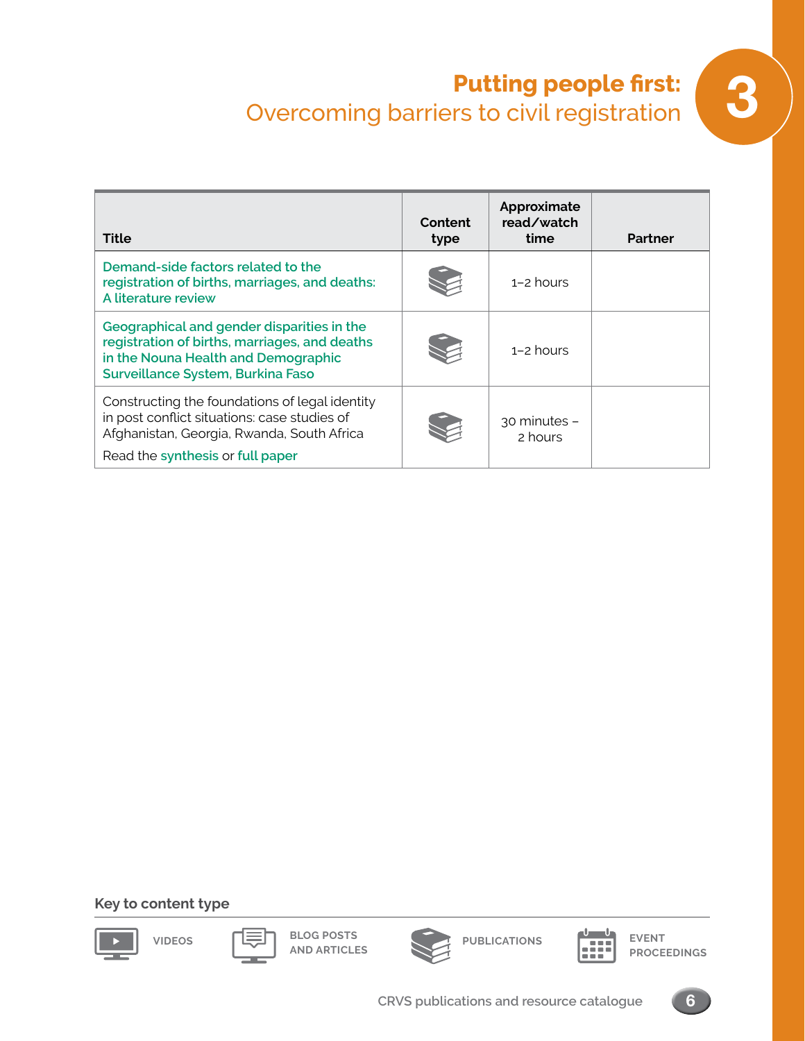# Putting people first: Overcoming barriers to civil registration

| Title | Content type | Approximate read/watch time | Partner |
|---|---|---|---|
| Demand-side factors related to the registration of births, marriages, and deaths: A literature review | Publication | 1–2 hours | |
| Geographical and gender disparities in the registration of births, marriages, and deaths in the Nouna Health and Demographic Surveillance System, Burkina Faso | Publication | 1–2 hours | |
| Constructing the foundations of legal identity in post conflict situations: case studies of Afghanistan, Georgia, Rwanda, South Africa<br>Read the synthesis or full paper | Publication | 30 minutes – 2 hours | |

**Key to content type**

VIDEOS | BLOG POSTS AND ARTICLES | PUBLICATIONS | EVENT PROCEEDINGS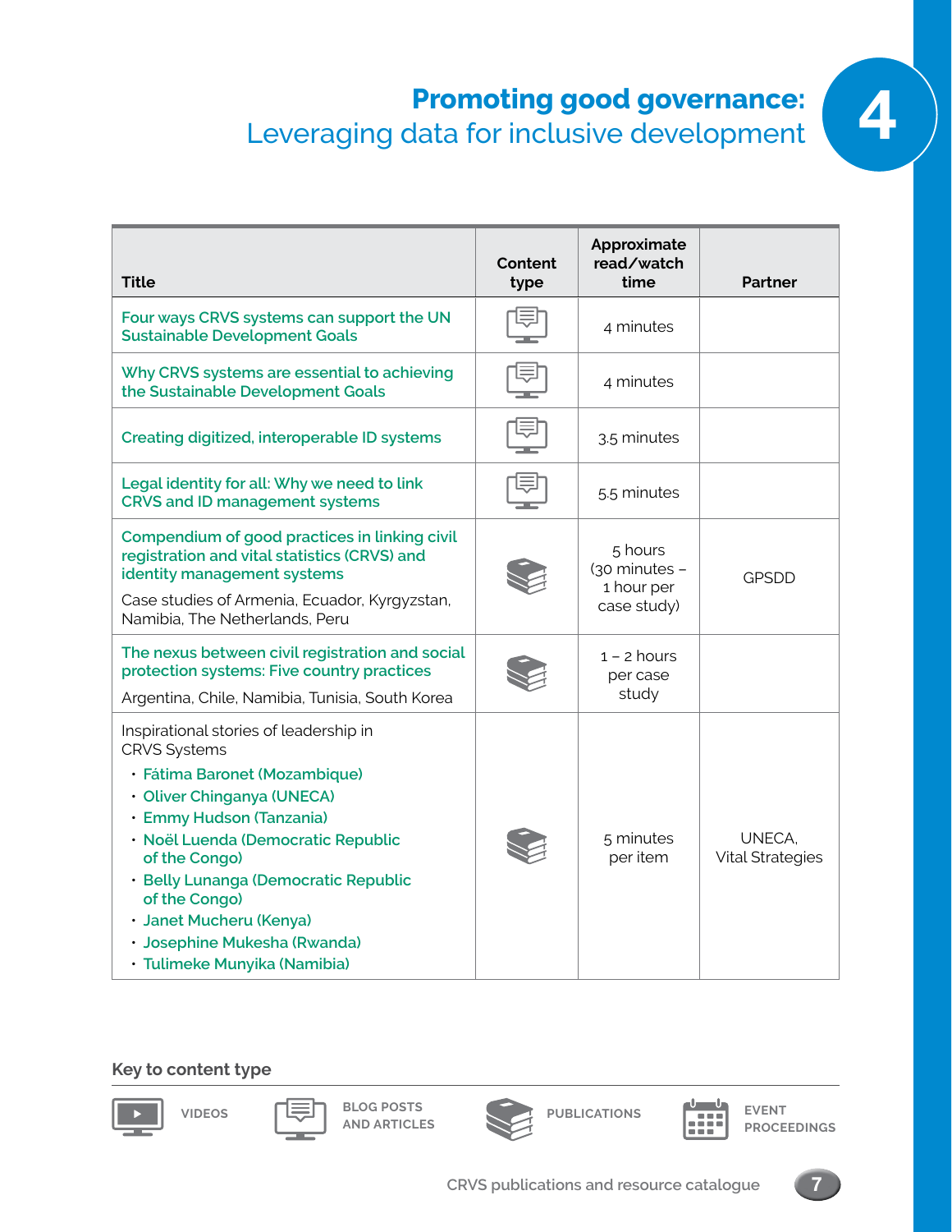# Promoting good governance:
## Leveraging data for inclusive development

4

| Title | Content type | Approximate read/watch time | Partner |
|---|---|---|---|
| Four ways CRVS systems can support the UN Sustainable Development Goals | Blog posts and articles | 4 minutes | |
| Why CRVS systems are essential to achieving the Sustainable Development Goals | Blog posts and articles | 4 minutes | |
| Creating digitized, interoperable ID systems | Blog posts and articles | 3.5 minutes | |
| Legal identity for all: Why we need to link CRVS and ID management systems | Blog posts and articles | 5.5 minutes | |
| Compendium of good practices in linking civil registration and vital statistics (CRVS) and identity management systems<br>Case studies of Armenia, Ecuador, Kyrgyzstan, Namibia, The Netherlands, Peru | Publications | 5 hours (30 minutes – 1 hour per case study) | GPSDD |
| The nexus between civil registration and social protection systems: Five country practices<br>Argentina, Chile, Namibia, Tunisia, South Korea | Publications | 1 – 2 hours per case study | |
| Inspirational stories of leadership in CRVS Systems<br>• Fátima Baronet (Mozambique)<br>• Oliver Chinganya (UNECA)<br>• Emmy Hudson (Tanzania)<br>• Noël Luenda (Democratic Republic of the Congo)<br>• Belly Lunanga (Democratic Republic of the Congo)<br>• Janet Mucheru (Kenya)<br>• Josephine Mukesha (Rwanda)<br>• Tulimeke Munyika (Namibia) | Publications | 5 minutes per item | UNECA, Vital Strategies |

**Key to content type**

VIDEOS | BLOG POSTS AND ARTICLES | PUBLICATIONS | EVENT PROCEEDINGS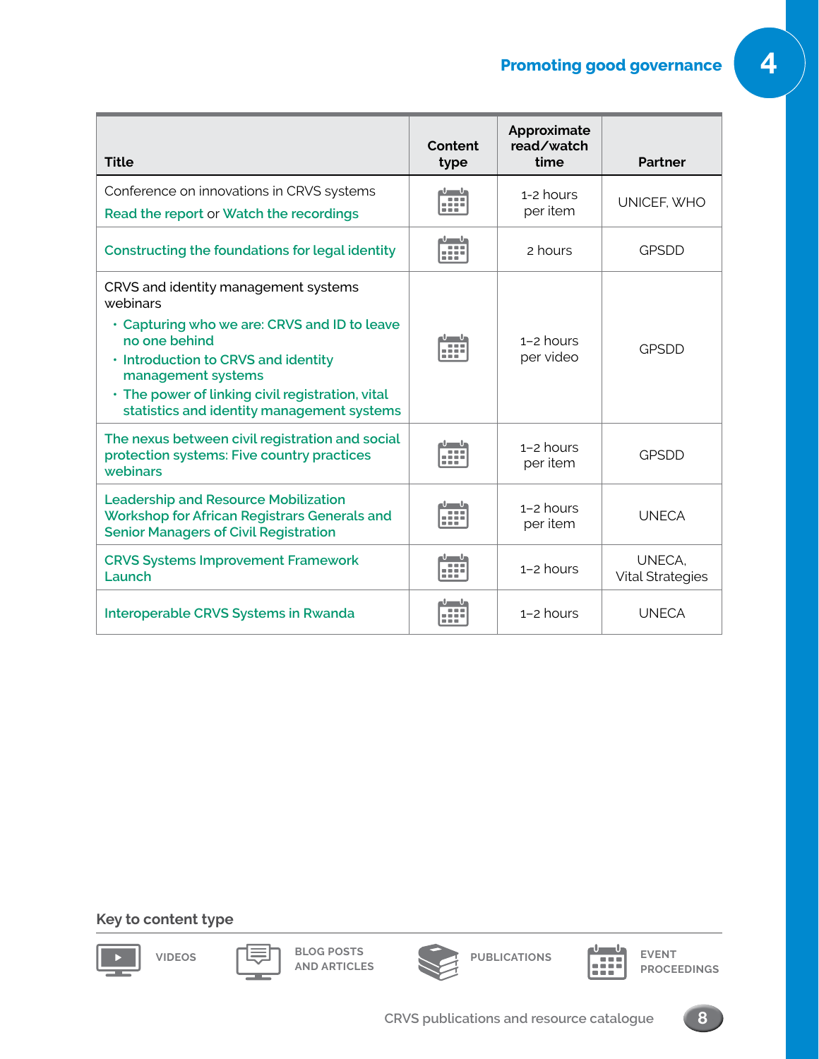## Promoting good governance

| Title | Content type | Approximate read/watch time | Partner |
|---|---|---|---|
| Conference on innovations in CRVS systems<br>Read the report or Watch the recordings | Event proceedings | 1-2 hours per item | UNICEF, WHO |
| Constructing the foundations for legal identity | Event proceedings | 2 hours | GPSDD |
| CRVS and identity management systems webinars<br>• Capturing who we are: CRVS and ID to leave no one behind<br>• Introduction to CRVS and identity management systems<br>• The power of linking civil registration, vital statistics and identity management systems | Event proceedings | 1–2 hours per video | GPSDD |
| The nexus between civil registration and social protection systems: Five country practices webinars | Event proceedings | 1–2 hours per item | GPSDD |
| Leadership and Resource Mobilization Workshop for African Registrars Generals and Senior Managers of Civil Registration | Event proceedings | 1–2 hours per item | UNECA |
| CRVS Systems Improvement Framework Launch | Event proceedings | 1–2 hours | UNECA, Vital Strategies |
| Interoperable CRVS Systems in Rwanda | Event proceedings | 1–2 hours | UNECA |

**Key to content type**

VIDEOS | BLOG POSTS AND ARTICLES | PUBLICATIONS | EVENT PROCEEDINGS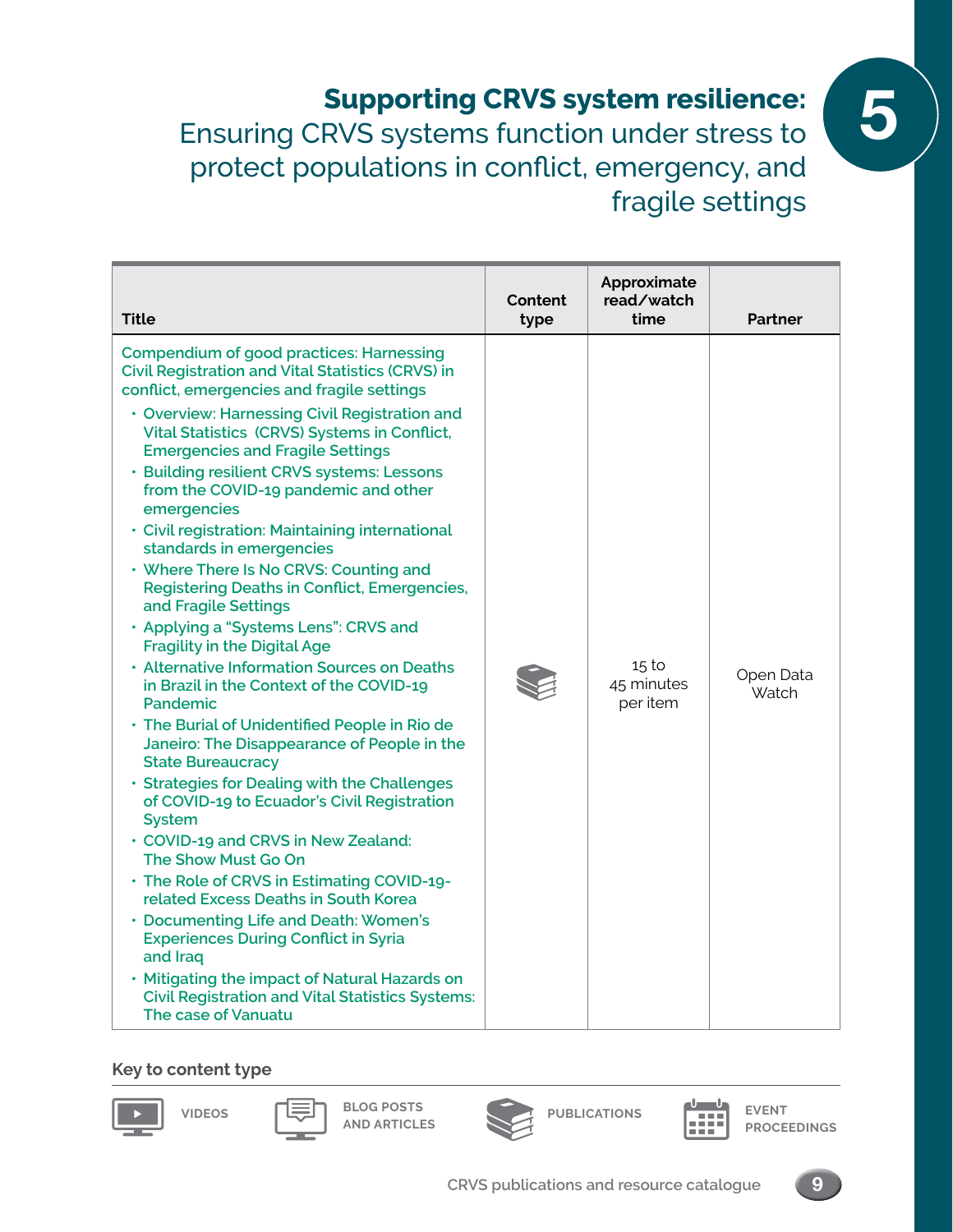# Supporting CRVS system resilience:

## Ensuring CRVS systems function under stress to protect populations in conflict, emergency, and fragile settings

5

| Title | Content type | Approximate read/watch time | Partner |
|---|---|---|---|
| Compendium of good practices: Harnessing Civil Registration and Vital Statistics (CRVS) in conflict, emergencies and fragile settings<br>• Overview: Harnessing Civil Registration and Vital Statistics (CRVS) Systems in Conflict, Emergencies and Fragile Settings<br>• Building resilient CRVS systems: Lessons from the COVID-19 pandemic and other emergencies<br>• Civil registration: Maintaining international standards in emergencies<br>• Where There Is No CRVS: Counting and Registering Deaths in Conflict, Emergencies, and Fragile Settings<br>• Applying a "Systems Lens": CRVS and Fragility in the Digital Age<br>• Alternative Information Sources on Deaths in Brazil in the Context of the COVID-19 Pandemic<br>• The Burial of Unidentified People in Rio de Janeiro: The Disappearance of People in the State Bureaucracy<br>• Strategies for Dealing with the Challenges of COVID-19 to Ecuador's Civil Registration System<br>• COVID-19 and CRVS in New Zealand: The Show Must Go On<br>• The Role of CRVS in Estimating COVID-19-related Excess Deaths in South Korea<br>• Documenting Life and Death: Women's Experiences During Conflict in Syria and Iraq<br>• Mitigating the impact of Natural Hazards on Civil Registration and Vital Statistics Systems: The case of Vanuatu | Publications | 15 to 45 minutes per item | Open Data Watch |

**Key to content type**

VIDEOS | BLOG POSTS AND ARTICLES | PUBLICATIONS | EVENT PROCEEDINGS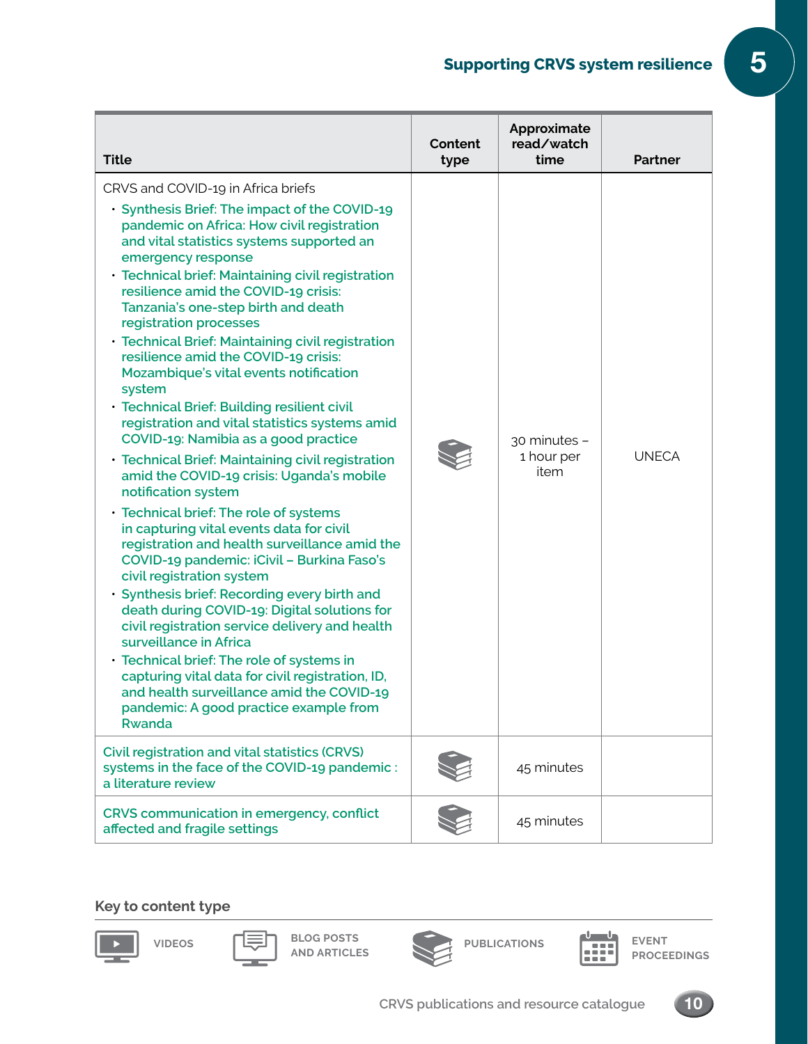## Supporting CRVS system resilience

| Title | Content type | Approximate read/watch time | Partner |
|---|---|---|---|
| CRVS and COVID-19 in Africa briefs<br>• Synthesis Brief: The impact of the COVID-19 pandemic on Africa: How civil registration and vital statistics systems supported an emergency response<br>• Technical brief: Maintaining civil registration resilience amid the COVID-19 crisis: Tanzania's one-step birth and death registration processes<br>• Technical Brief: Maintaining civil registration resilience amid the COVID-19 crisis: Mozambique's vital events notification system<br>• Technical Brief: Building resilient civil registration and vital statistics systems amid COVID-19: Namibia as a good practice<br>• Technical Brief: Maintaining civil registration amid the COVID-19 crisis: Uganda's mobile notification system<br>• Technical brief: The role of systems in capturing vital events data for civil registration and health surveillance amid the COVID-19 pandemic: iCivil – Burkina Faso's civil registration system<br>• Synthesis brief: Recording every birth and death during COVID-19: Digital solutions for civil registration service delivery and health surveillance in Africa<br>• Technical brief: The role of systems in capturing vital data for civil registration, ID, and health surveillance amid the COVID-19 pandemic: A good practice example from Rwanda | Publications | 30 minutes – 1 hour per item | UNECA |
| Civil registration and vital statistics (CRVS) systems in the face of the COVID-19 pandemic : a literature review | Publications | 45 minutes | |
| CRVS communication in emergency, conflict affected and fragile settings | Publications | 45 minutes | |

### Key to content type

VIDEOS | BLOG POSTS AND ARTICLES | PUBLICATIONS | EVENT PROCEEDINGS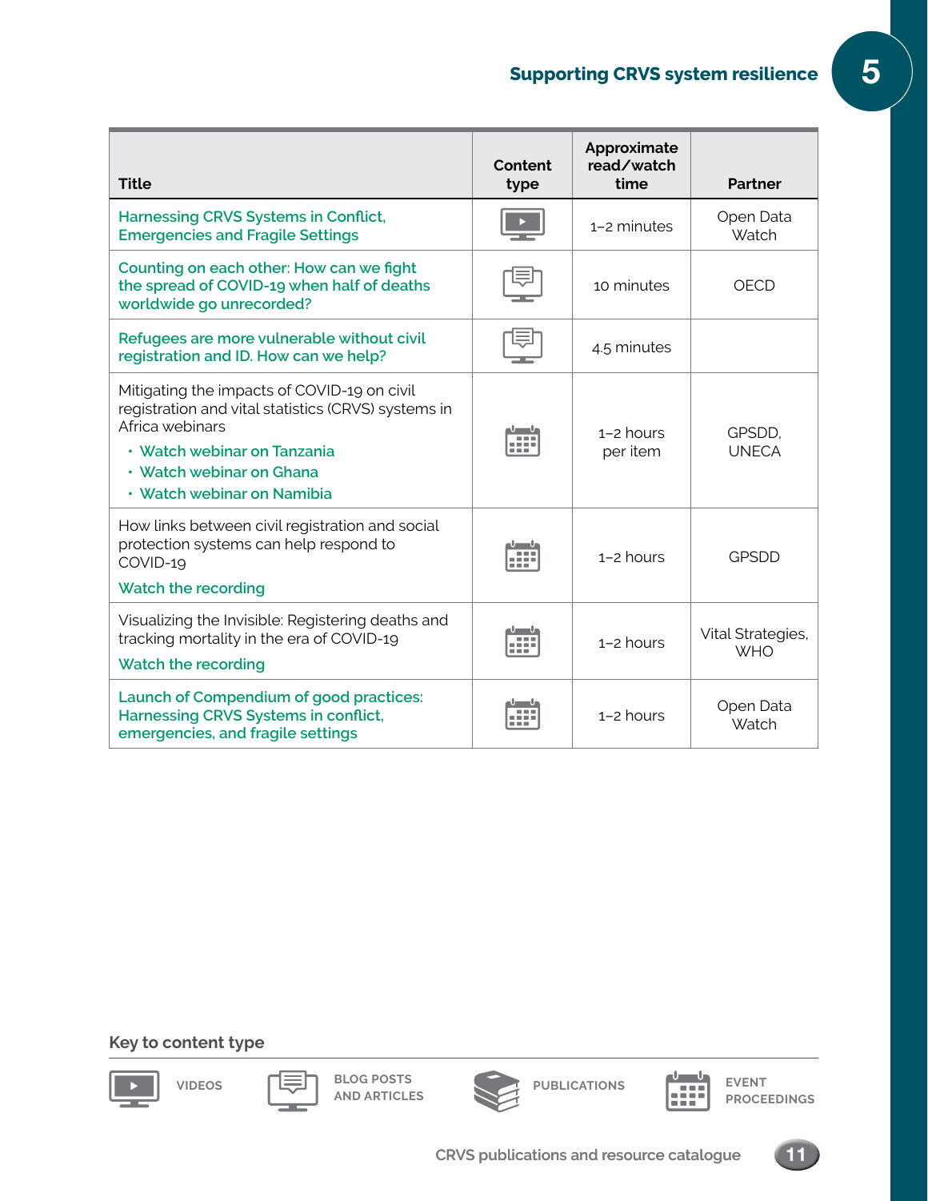| Title | Content type | Approximate read/watch time | Partner |
|---|---|---|---|
| Harnessing CRVS Systems in Conflict, Emergencies and Fragile Settings | Video | 1–2 minutes | Open Data Watch |
| Counting on each other: How can we fight the spread of COVID-19 when half of deaths worldwide go unrecorded? | Blog post/article | 10 minutes | OECD |
| Refugees are more vulnerable without civil registration and ID. How can we help? | Blog post/article | 4.5 minutes | |
| Mitigating the impacts of COVID-19 on civil registration and vital statistics (CRVS) systems in Africa webinars<br>• Watch webinar on Tanzania<br>• Watch webinar on Ghana<br>• Watch webinar on Namibia | Event proceedings | 1–2 hours per item | GPSDD, UNECA |
| How links between civil registration and social protection systems can help respond to COVID-19<br>Watch the recording | Event proceedings | 1–2 hours | GPSDD |
| Visualizing the Invisible: Registering deaths and tracking mortality in the era of COVID-19<br>Watch the recording | Event proceedings | 1–2 hours | Vital Strategies, WHO |
| Launch of Compendium of good practices: Harnessing CRVS Systems in conflict, emergencies, and fragile settings | Event proceedings | 1–2 hours | Open Data Watch |

**Key to content type**

VIDEOS | BLOG POSTS AND ARTICLES | PUBLICATIONS | EVENT PROCEEDINGS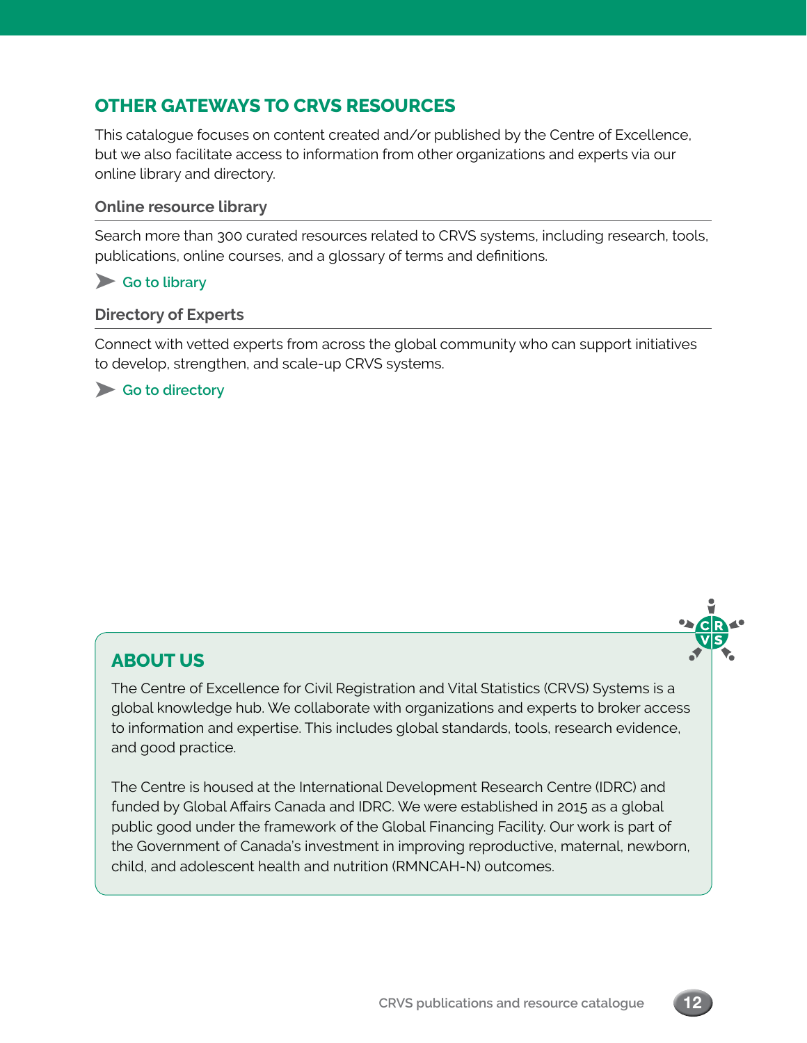## OTHER GATEWAYS TO CRVS RESOURCES

This catalogue focuses on content created and/or published by the Centre of Excellence, but we also facilitate access to information from other organizations and experts via our online library and directory.

### Online resource library

Search more than 300 curated resources related to CRVS systems, including research, tools, publications, online courses, and a glossary of terms and definitions.

➤ Go to library

### Directory of Experts

Connect with vetted experts from across the global community who can support initiatives to develop, strengthen, and scale-up CRVS systems.

➤ Go to directory

## ABOUT US

The Centre of Excellence for Civil Registration and Vital Statistics (CRVS) Systems is a global knowledge hub. We collaborate with organizations and experts to broker access to information and expertise. This includes global standards, tools, research evidence, and good practice.

The Centre is housed at the International Development Research Centre (IDRC) and funded by Global Affairs Canada and IDRC. We were established in 2015 as a global public good under the framework of the Global Financing Facility. Our work is part of the Government of Canada's investment in improving reproductive, maternal, newborn, child, and adolescent health and nutrition (RMNCAH-N) outcomes.